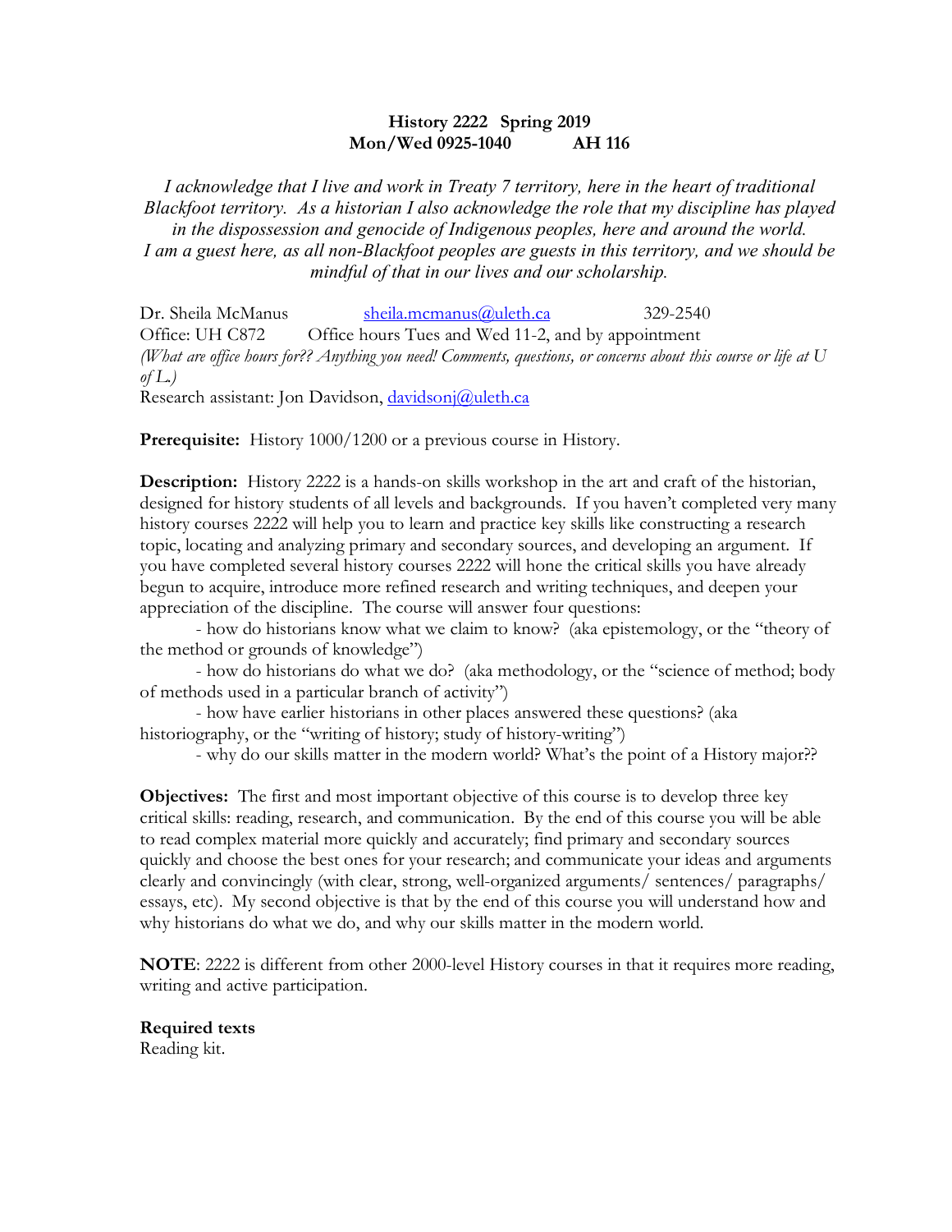**History 2222 Spring 2019**
**Mon/Wed 0925-1040 AH 116**

*I acknowledge that I live and work in Treaty 7 territory, here in the heart of traditional Blackfoot territory. As a historian I also acknowledge the role that my discipline has played in the dispossession and genocide of Indigenous peoples, here and around the world. I am a guest here, as all non-Blackfoot peoples are guests in this territory, and we should be mindful of that in our lives and our scholarship.*

Dr. Sheila McManus sheila.mcmanus@uleth.ca 329-2540
Office: UH C872 Office hours Tues and Wed 11-2, and by appointment
*(What are office hours for?? Anything you need! Comments, questions, or concerns about this course or life at U of L.)*
Research assistant: Jon Davidson, davidsonj@uleth.ca

**Prerequisite:** History 1000/1200 or a previous course in History.

**Description:** History 2222 is a hands-on skills workshop in the art and craft of the historian, designed for history students of all levels and backgrounds. If you haven't completed very many history courses 2222 will help you to learn and practice key skills like constructing a research topic, locating and analyzing primary and secondary sources, and developing an argument. If you have completed several history courses 2222 will hone the critical skills you have already begun to acquire, introduce more refined research and writing techniques, and deepen your appreciation of the discipline. The course will answer four questions:

- how do historians know what we claim to know? (aka epistemology, or the "theory of the method or grounds of knowledge")
- how do historians do what we do? (aka methodology, or the "science of method; body of methods used in a particular branch of activity")
- how have earlier historians in other places answered these questions? (aka historiography, or the "writing of history; study of history-writing")
- why do our skills matter in the modern world? What's the point of a History major??

**Objectives:** The first and most important objective of this course is to develop three key critical skills: reading, research, and communication. By the end of this course you will be able to read complex material more quickly and accurately; find primary and secondary sources quickly and choose the best ones for your research; and communicate your ideas and arguments clearly and convincingly (with clear, strong, well-organized arguments/ sentences/ paragraphs/ essays, etc). My second objective is that by the end of this course you will understand how and why historians do what we do, and why our skills matter in the modern world.

**NOTE**: 2222 is different from other 2000-level History courses in that it requires more reading, writing and active participation.

**Required texts**
Reading kit.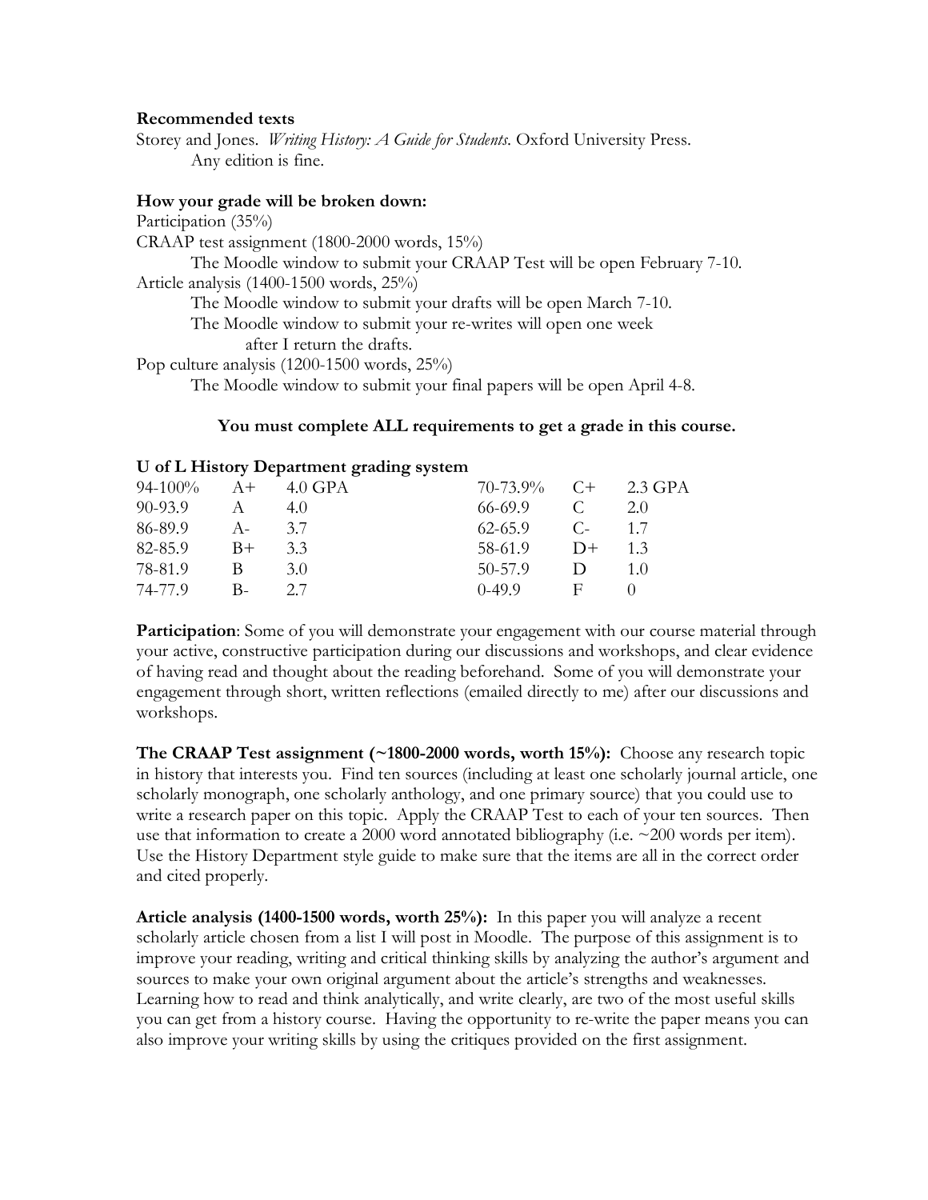**Recommended texts**

Storey and Jones. *Writing History: A Guide for Students*. Oxford University Press.
Any edition is fine.

**How your grade will be broken down:**

Participation (35%)

CRAAP test assignment (1800-2000 words, 15%)
The Moodle window to submit your CRAAP Test will be open February 7-10.

Article analysis (1400-1500 words, 25%)
The Moodle window to submit your drafts will be open March 7-10.
The Moodle window to submit your re-writes will open one week after I return the drafts.

Pop culture analysis (1200-1500 words, 25%)
The Moodle window to submit your final papers will be open April 4-8.

**You must complete ALL requirements to get a grade in this course.**

**U of L History Department grading system**

| | | | | | |
|---|---|---|---|---|---|
| 94-100% | A+ | 4.0 GPA | 70-73.9% | C+ | 2.3 GPA |
| 90-93.9 | A | 4.0 | 66-69.9 | C | 2.0 |
| 86-89.9 | A- | 3.7 | 62-65.9 | C- | 1.7 |
| 82-85.9 | B+ | 3.3 | 58-61.9 | D+ | 1.3 |
| 78-81.9 | B | 3.0 | 50-57.9 | D | 1.0 |
| 74-77.9 | B- | 2.7 | 0-49.9 | F | 0 |

**Participation**: Some of you will demonstrate your engagement with our course material through your active, constructive participation during our discussions and workshops, and clear evidence of having read and thought about the reading beforehand. Some of you will demonstrate your engagement through short, written reflections (emailed directly to me) after our discussions and workshops.

**The CRAAP Test assignment (~1800-2000 words, worth 15%):** Choose any research topic in history that interests you. Find ten sources (including at least one scholarly journal article, one scholarly monograph, one scholarly anthology, and one primary source) that you could use to write a research paper on this topic. Apply the CRAAP Test to each of your ten sources. Then use that information to create a 2000 word annotated bibliography (i.e. ~200 words per item). Use the History Department style guide to make sure that the items are all in the correct order and cited properly.

**Article analysis (1400-1500 words, worth 25%):** In this paper you will analyze a recent scholarly article chosen from a list I will post in Moodle. The purpose of this assignment is to improve your reading, writing and critical thinking skills by analyzing the author's argument and sources to make your own original argument about the article's strengths and weaknesses. Learning how to read and think analytically, and write clearly, are two of the most useful skills you can get from a history course. Having the opportunity to re-write the paper means you can also improve your writing skills by using the critiques provided on the first assignment.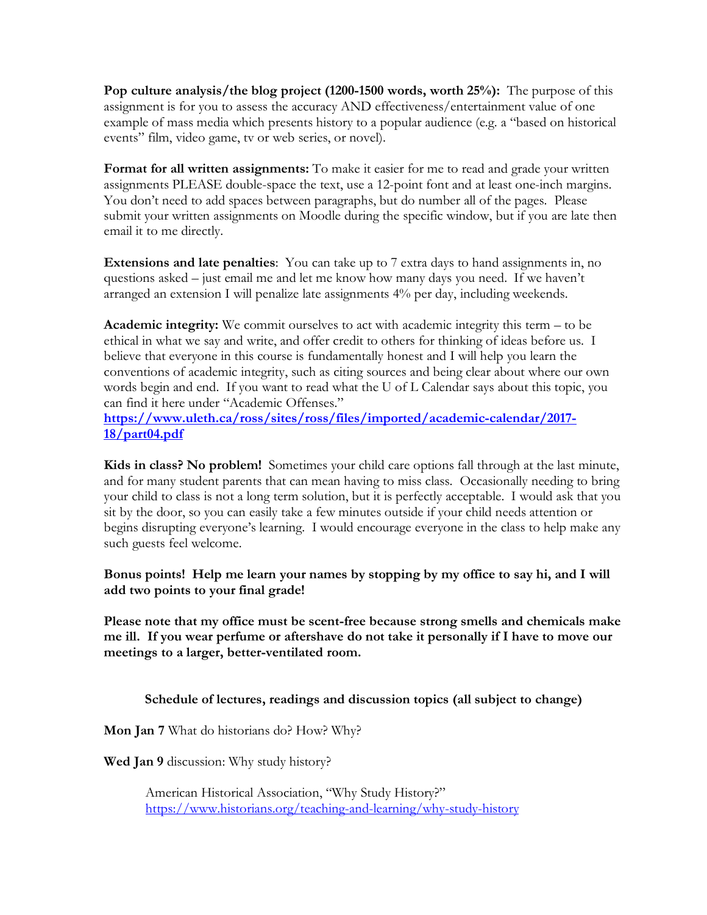**Pop culture analysis/the blog project (1200-1500 words, worth 25%):** The purpose of this assignment is for you to assess the accuracy AND effectiveness/entertainment value of one example of mass media which presents history to a popular audience (e.g. a "based on historical events" film, video game, tv or web series, or novel).

**Format for all written assignments:** To make it easier for me to read and grade your written assignments PLEASE double-space the text, use a 12-point font and at least one-inch margins. You don't need to add spaces between paragraphs, but do number all of the pages. Please submit your written assignments on Moodle during the specific window, but if you are late then email it to me directly.

**Extensions and late penalties**: You can take up to 7 extra days to hand assignments in, no questions asked – just email me and let me know how many days you need. If we haven't arranged an extension I will penalize late assignments 4% per day, including weekends.

**Academic integrity:** We commit ourselves to act with academic integrity this term – to be ethical in what we say and write, and offer credit to others for thinking of ideas before us. I believe that everyone in this course is fundamentally honest and I will help you learn the conventions of academic integrity, such as citing sources and being clear about where our own words begin and end. If you want to read what the U of L Calendar says about this topic, you can find it here under "Academic Offenses."
**https://www.uleth.ca/ross/sites/ross/files/imported/academic-calendar/2017-18/part04.pdf**

**Kids in class? No problem!** Sometimes your child care options fall through at the last minute, and for many student parents that can mean having to miss class. Occasionally needing to bring your child to class is not a long term solution, but it is perfectly acceptable. I would ask that you sit by the door, so you can easily take a few minutes outside if your child needs attention or begins disrupting everyone's learning. I would encourage everyone in the class to help make any such guests feel welcome.

**Bonus points! Help me learn your names by stopping by my office to say hi, and I will add two points to your final grade!**

**Please note that my office must be scent-free because strong smells and chemicals make me ill. If you wear perfume or aftershave do not take it personally if I have to move our meetings to a larger, better-ventilated room.**

### Schedule of lectures, readings and discussion topics (all subject to change)

**Mon Jan 7** What do historians do? How? Why?

**Wed Jan 9** discussion: Why study history?

> American Historical Association, "Why Study History?"
> https://www.historians.org/teaching-and-learning/why-study-history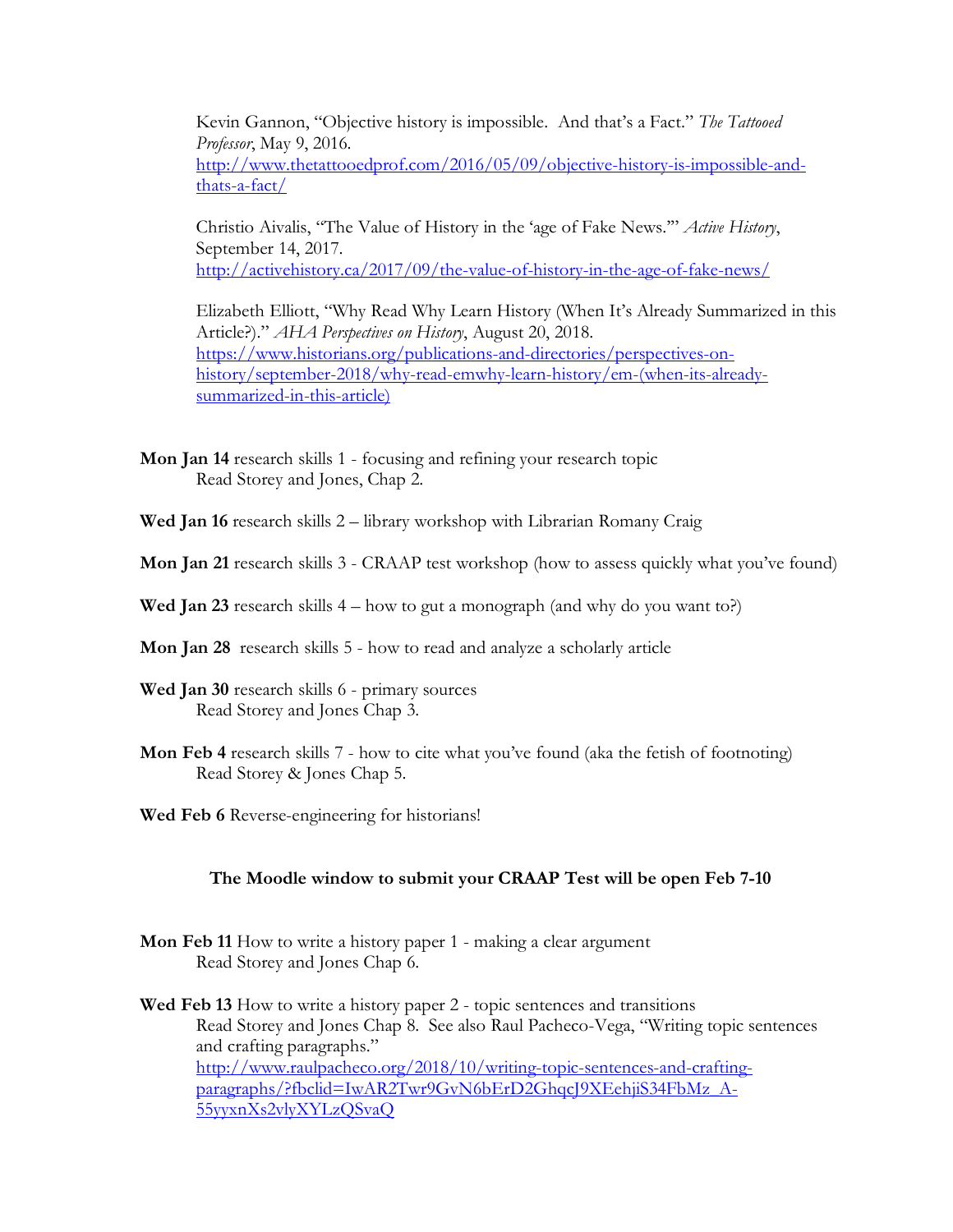Kevin Gannon, "Objective history is impossible. And that's a Fact." *The Tattooed Professor*, May 9, 2016. http://www.thetattooedprof.com/2016/05/09/objective-history-is-impossible-and-thats-a-fact/

Christio Aivalis, "The Value of History in the 'age of Fake News.'" *Active History*, September 14, 2017. http://activehistory.ca/2017/09/the-value-of-history-in-the-age-of-fake-news/

Elizabeth Elliott, "Why Read Why Learn History (When It's Already Summarized in this Article?)." *AHA Perspectives on History*, August 20, 2018. https://www.historians.org/publications-and-directories/perspectives-on-history/september-2018/why-read-emwhy-learn-history/em-(when-its-already-summarized-in-this-article)

**Mon Jan 14** research skills 1 - focusing and refining your research topic
Read Storey and Jones, Chap 2.

**Wed Jan 16** research skills 2 – library workshop with Librarian Romany Craig

**Mon Jan 21** research skills 3 - CRAAP test workshop (how to assess quickly what you've found)

**Wed Jan 23** research skills 4 – how to gut a monograph (and why do you want to?)

**Mon Jan 28** research skills 5 - how to read and analyze a scholarly article

**Wed Jan 30** research skills 6 - primary sources
Read Storey and Jones Chap 3.

**Mon Feb 4** research skills 7 - how to cite what you've found (aka the fetish of footnoting)
Read Storey & Jones Chap 5.

**Wed Feb 6** Reverse-engineering for historians!

**The Moodle window to submit your CRAAP Test will be open Feb 7-10**

**Mon Feb 11** How to write a history paper 1 - making a clear argument
Read Storey and Jones Chap 6.

**Wed Feb 13** How to write a history paper 2 - topic sentences and transitions
Read Storey and Jones Chap 8. See also Raul Pacheco-Vega, "Writing topic sentences and crafting paragraphs." http://www.raulpacheco.org/2018/10/writing-topic-sentences-and-crafting-paragraphs/?fbclid=IwAR2Twr9GvN6bErD2GhqcJ9XEehjiS34FbMz_A-55yyxnXs2vlyXYLzQSvaQ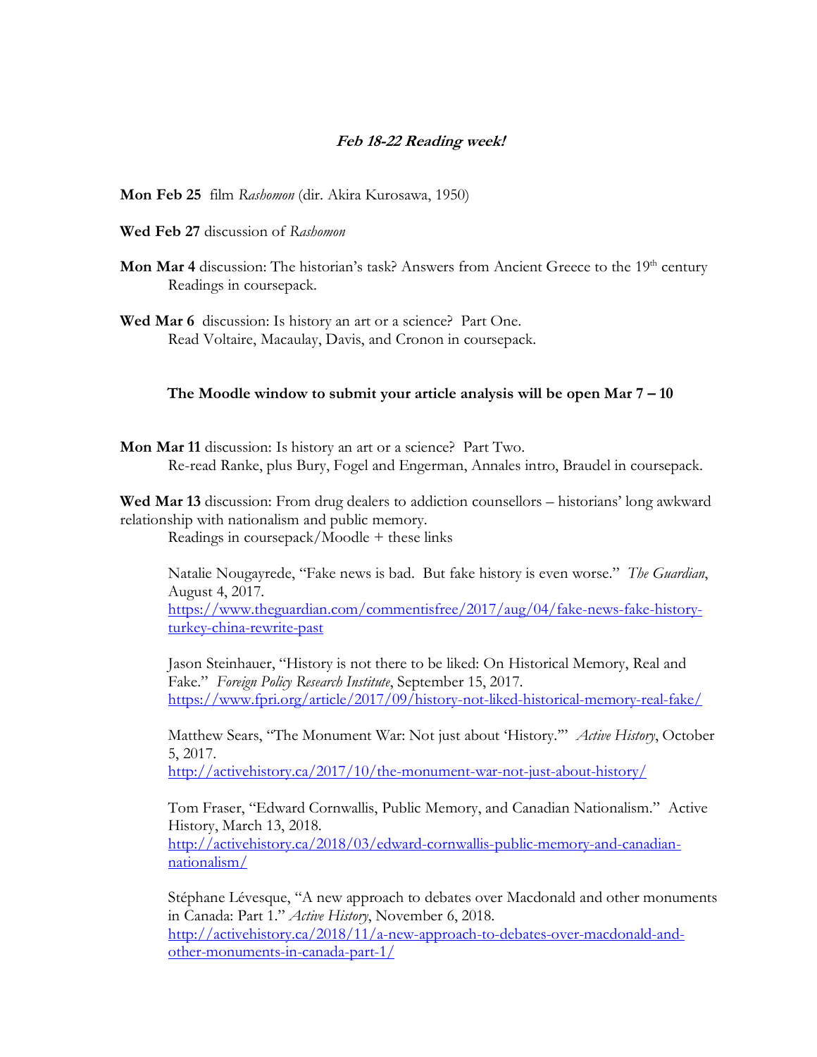***Feb 18-22 Reading week!***

**Mon Feb 25** film *Rashomon* (dir. Akira Kurosawa, 1950)

**Wed Feb 27** discussion of *Rashomon*

**Mon Mar 4** discussion: The historian's task? Answers from Ancient Greece to the 19th century
Readings in coursepack.

**Wed Mar 6** discussion: Is history an art or a science? Part One.
Read Voltaire, Macaulay, Davis, and Cronon in coursepack.

**The Moodle window to submit your article analysis will be open Mar 7 – 10**

**Mon Mar 11** discussion: Is history an art or a science? Part Two.
Re-read Ranke, plus Bury, Fogel and Engerman, Annales intro, Braudel in coursepack.

**Wed Mar 13** discussion: From drug dealers to addiction counsellors – historians' long awkward relationship with nationalism and public memory.
Readings in coursepack/Moodle + these links

Natalie Nougayrede, "Fake news is bad. But fake history is even worse." *The Guardian*, August 4, 2017.
https://www.theguardian.com/commentisfree/2017/aug/04/fake-news-fake-history-turkey-china-rewrite-past

Jason Steinhauer, "History is not there to be liked: On Historical Memory, Real and Fake." *Foreign Policy Research Institute*, September 15, 2017.
https://www.fpri.org/article/2017/09/history-not-liked-historical-memory-real-fake/

Matthew Sears, "The Monument War: Not just about 'History.'" *Active History*, October 5, 2017.
http://activehistory.ca/2017/10/the-monument-war-not-just-about-history/

Tom Fraser, "Edward Cornwallis, Public Memory, and Canadian Nationalism." Active History, March 13, 2018.
http://activehistory.ca/2018/03/edward-cornwallis-public-memory-and-canadian-nationalism/

Stéphane Lévesque, "A new approach to debates over Macdonald and other monuments in Canada: Part 1." *Active History*, November 6, 2018.
http://activehistory.ca/2018/11/a-new-approach-to-debates-over-macdonald-and-other-monuments-in-canada-part-1/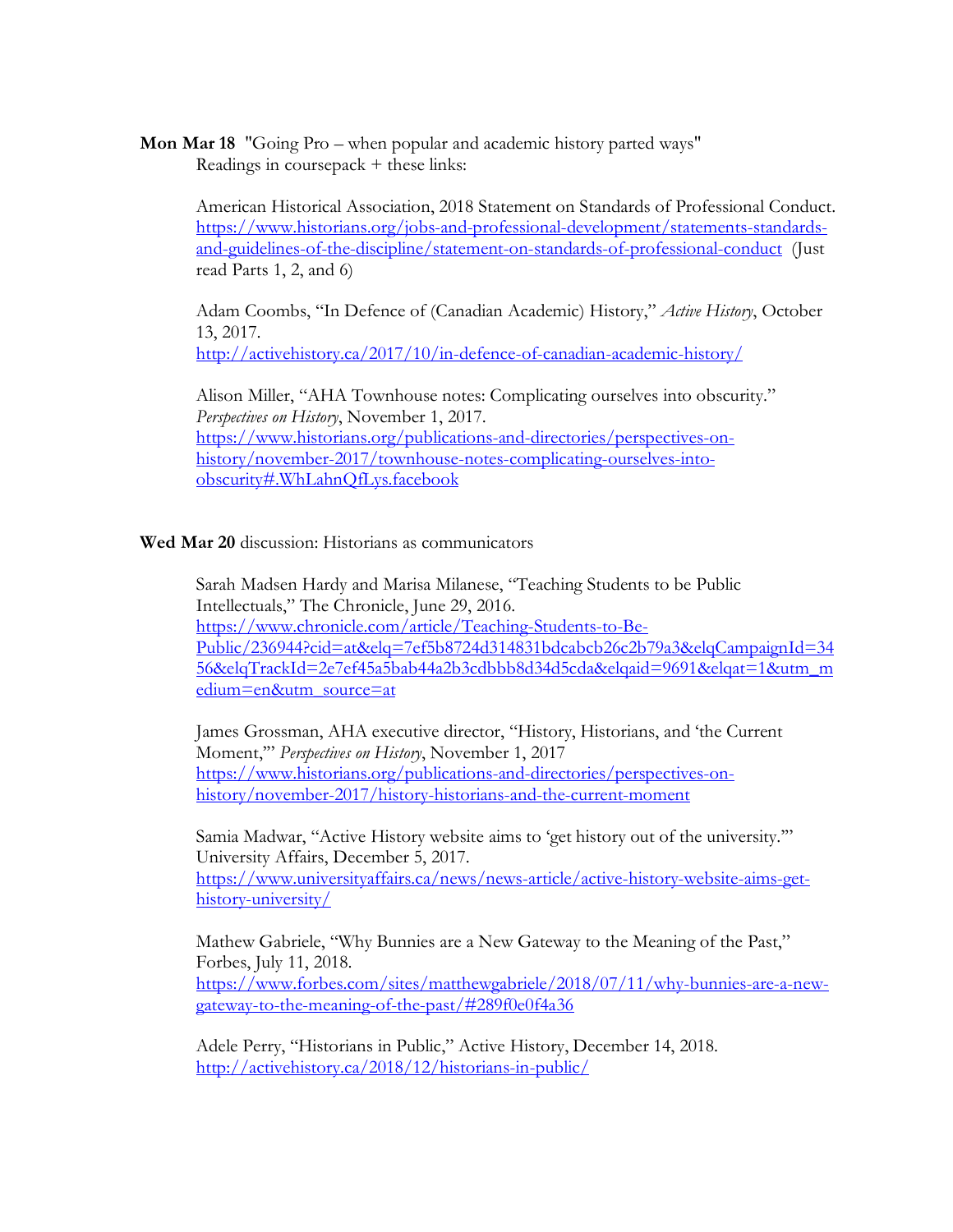**Mon Mar 18** "Going Pro – when popular and academic history parted ways"
Readings in coursepack + these links:

American Historical Association, 2018 Statement on Standards of Professional Conduct. https://www.historians.org/jobs-and-professional-development/statements-standards-and-guidelines-of-the-discipline/statement-on-standards-of-professional-conduct (Just read Parts 1, 2, and 6)

Adam Coombs, "In Defence of (Canadian Academic) History," *Active History*, October 13, 2017.
http://activehistory.ca/2017/10/in-defence-of-canadian-academic-history/

Alison Miller, "AHA Townhouse notes: Complicating ourselves into obscurity." *Perspectives on History*, November 1, 2017.
https://www.historians.org/publications-and-directories/perspectives-on-history/november-2017/townhouse-notes-complicating-ourselves-into-obscurity#.WhLahnQfLys.facebook

**Wed Mar 20** discussion: Historians as communicators

Sarah Madsen Hardy and Marisa Milanese, "Teaching Students to be Public Intellectuals," The Chronicle, June 29, 2016.
https://www.chronicle.com/article/Teaching-Students-to-Be-Public/236944?cid=at&elq=7ef5b8724d314831bdcabcb26c2b79a3&elqCampaignId=3456&elqTrackId=2e7ef45a5bab44a2b3cdbbb8d34d5cda&elqaid=9691&elqat=1&utm_medium=en&utm_source=at

James Grossman, AHA executive director, "History, Historians, and 'the Current Moment,'" *Perspectives on History*, November 1, 2017
https://www.historians.org/publications-and-directories/perspectives-on-history/november-2017/history-historians-and-the-current-moment

Samia Madwar, "Active History website aims to 'get history out of the university.'" University Affairs, December 5, 2017.
https://www.universityaffairs.ca/news/news-article/active-history-website-aims-get-history-university/

Mathew Gabriele, "Why Bunnies are a New Gateway to the Meaning of the Past," Forbes, July 11, 2018.
https://www.forbes.com/sites/matthewgabriele/2018/07/11/why-bunnies-are-a-new-gateway-to-the-meaning-of-the-past/#289f0e0f4a36

Adele Perry, "Historians in Public," Active History, December 14, 2018.
http://activehistory.ca/2018/12/historians-in-public/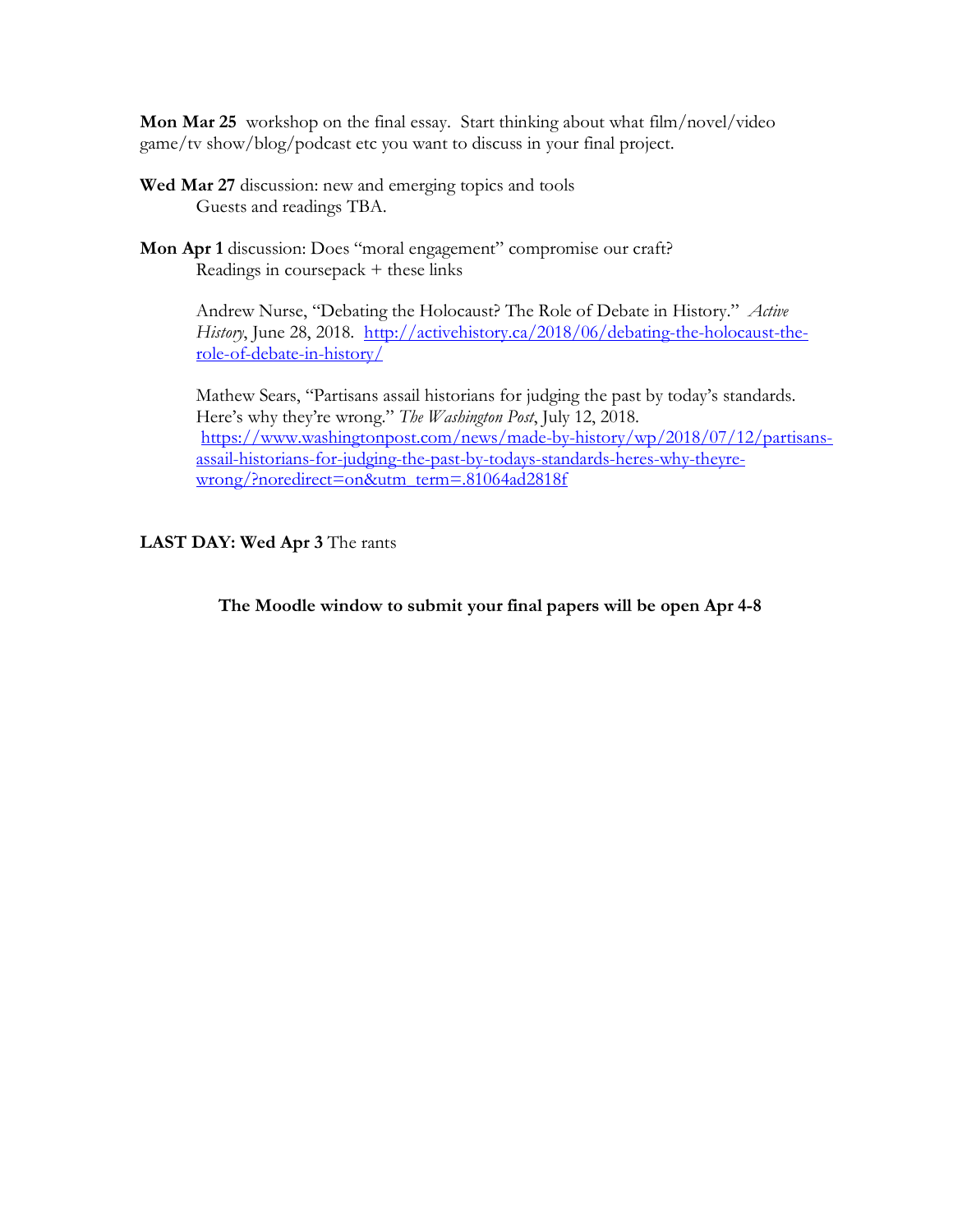**Mon Mar 25** workshop on the final essay. Start thinking about what film/novel/video game/tv show/blog/podcast etc you want to discuss in your final project.

**Wed Mar 27** discussion: new and emerging topics and tools
Guests and readings TBA.

**Mon Apr 1** discussion: Does "moral engagement" compromise our craft?
Readings in coursepack + these links

Andrew Nurse, "Debating the Holocaust? The Role of Debate in History." *Active History*, June 28, 2018. [http://activehistory.ca/2018/06/debating-the-holocaust-the-role-of-debate-in-history/](http://activehistory.ca/2018/06/debating-the-holocaust-the-role-of-debate-in-history/)

Mathew Sears, "Partisans assail historians for judging the past by today's standards. Here's why they're wrong." *The Washington Post*, July 12, 2018. [https://www.washingtonpost.com/news/made-by-history/wp/2018/07/12/partisans-assail-historians-for-judging-the-past-by-todays-standards-heres-why-theyre-wrong/?noredirect=on&utm_term=.81064ad2818f](https://www.washingtonpost.com/news/made-by-history/wp/2018/07/12/partisans-assail-historians-for-judging-the-past-by-todays-standards-heres-why-theyre-wrong/?noredirect=on&utm_term=.81064ad2818f)

**LAST DAY: Wed Apr 3** The rants

**The Moodle window to submit your final papers will be open Apr 4-8**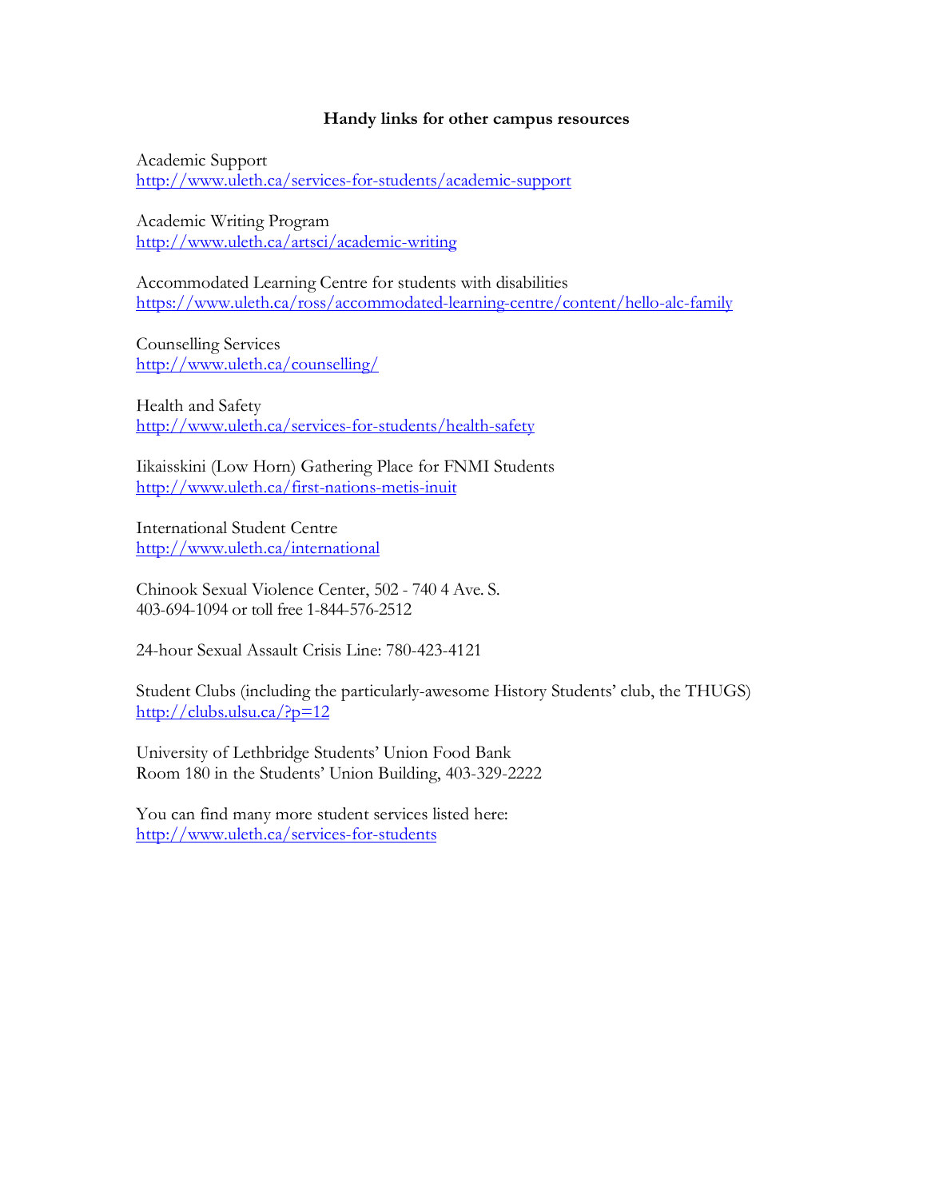**Handy links for other campus resources**

Academic Support
http://www.uleth.ca/services-for-students/academic-support

Academic Writing Program
http://www.uleth.ca/artsci/academic-writing

Accommodated Learning Centre for students with disabilities
https://www.uleth.ca/ross/accommodated-learning-centre/content/hello-alc-family

Counselling Services
http://www.uleth.ca/counselling/

Health and Safety
http://www.uleth.ca/services-for-students/health-safety

Iikaisskini (Low Horn) Gathering Place for FNMI Students
http://www.uleth.ca/first-nations-metis-inuit

International Student Centre
http://www.uleth.ca/international

Chinook Sexual Violence Center, 502 - 740 4 Ave. S.
403-694-1094 or toll free 1-844-576-2512

24-hour Sexual Assault Crisis Line: 780-423-4121

Student Clubs (including the particularly-awesome History Students' club, the THUGS)
http://clubs.ulsu.ca/?p=12

University of Lethbridge Students' Union Food Bank
Room 180 in the Students' Union Building, 403-329-2222

You can find many more student services listed here:
http://www.uleth.ca/services-for-students